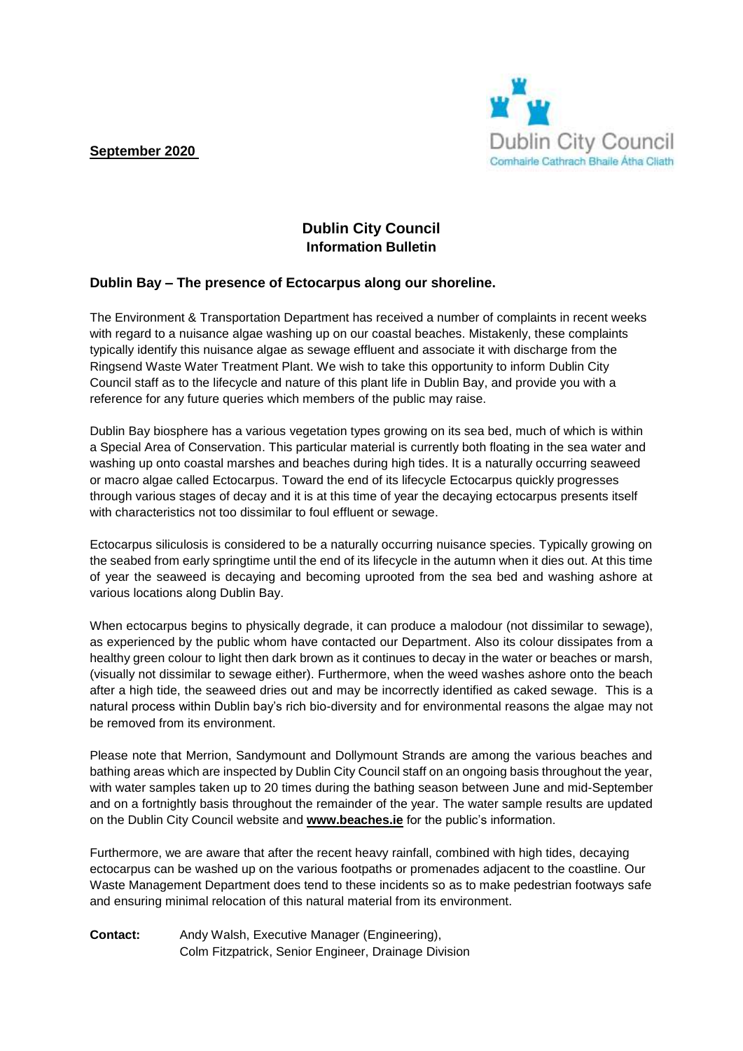**September 2020**

Dublin City Council
Comhairle Cathrach Bhaile Átha Cliath

# Dublin City Council
## Information Bulletin

### Dublin Bay – The presence of Ectocarpus along our shoreline.

The Environment & Transportation Department has received a number of complaints in recent weeks with regard to a nuisance algae washing up on our coastal beaches. Mistakenly, these complaints typically identify this nuisance algae as sewage effluent and associate it with discharge from the Ringsend Waste Water Treatment Plant. We wish to take this opportunity to inform Dublin City Council staff as to the lifecycle and nature of this plant life in Dublin Bay, and provide you with a reference for any future queries which members of the public may raise.

Dublin Bay biosphere has a various vegetation types growing on its sea bed, much of which is within a Special Area of Conservation. This particular material is currently both floating in the sea water and washing up onto coastal marshes and beaches during high tides. It is a naturally occurring seaweed or macro algae called Ectocarpus. Toward the end of its lifecycle Ectocarpus quickly progresses through various stages of decay and it is at this time of year the decaying ectocarpus presents itself with characteristics not too dissimilar to foul effluent or sewage.

Ectocarpus siliculosis is considered to be a naturally occurring nuisance species. Typically growing on the seabed from early springtime until the end of its lifecycle in the autumn when it dies out. At this time of year the seaweed is decaying and becoming uprooted from the sea bed and washing ashore at various locations along Dublin Bay.

When ectocarpus begins to physically degrade, it can produce a malodour (not dissimilar to sewage), as experienced by the public whom have contacted our Department. Also its colour dissipates from a healthy green colour to light then dark brown as it continues to decay in the water or beaches or marsh, (visually not dissimilar to sewage either). Furthermore, when the weed washes ashore onto the beach after a high tide, the seaweed dries out and may be incorrectly identified as caked sewage. This is a natural process within Dublin bay's rich bio-diversity and for environmental reasons the algae may not be removed from its environment.

Please note that Merrion, Sandymount and Dollymount Strands are among the various beaches and bathing areas which are inspected by Dublin City Council staff on an ongoing basis throughout the year, with water samples taken up to 20 times during the bathing season between June and mid-September and on a fortnightly basis throughout the remainder of the year. The water sample results are updated on the Dublin City Council website and **www.beaches.ie** for the public's information.

Furthermore, we are aware that after the recent heavy rainfall, combined with high tides, decaying ectocarpus can be washed up on the various footpaths or promenades adjacent to the coastline. Our Waste Management Department does tend to these incidents so as to make pedestrian footways safe and ensuring minimal relocation of this natural material from its environment.

**Contact:** Andy Walsh, Executive Manager (Engineering),
Colm Fitzpatrick, Senior Engineer, Drainage Division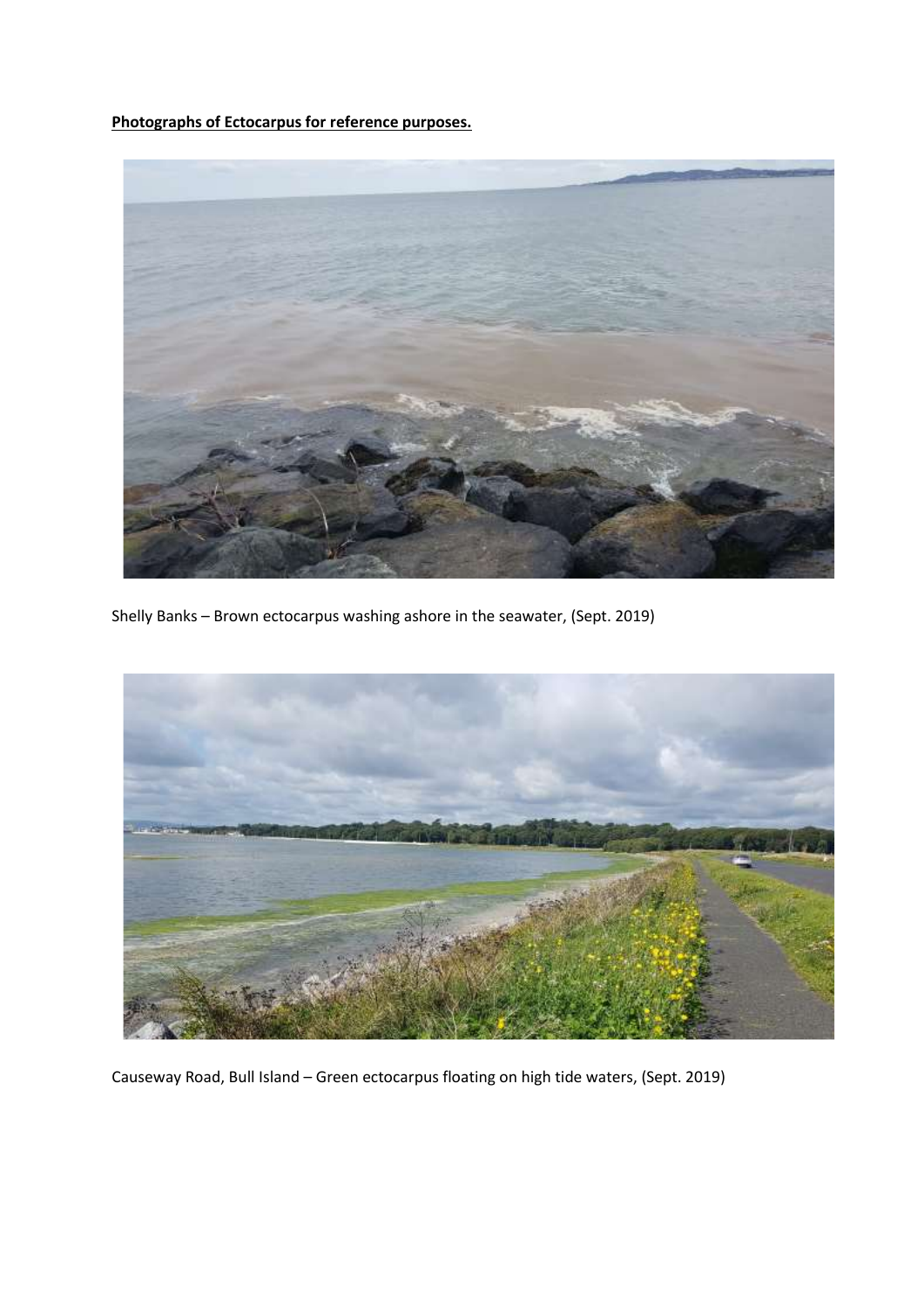**Photographs of Ectocarpus for reference purposes.**

Shelly Banks – Brown ectocarpus washing ashore in the seawater, (Sept. 2019)

Causeway Road, Bull Island – Green ectocarpus floating on high tide waters, (Sept. 2019)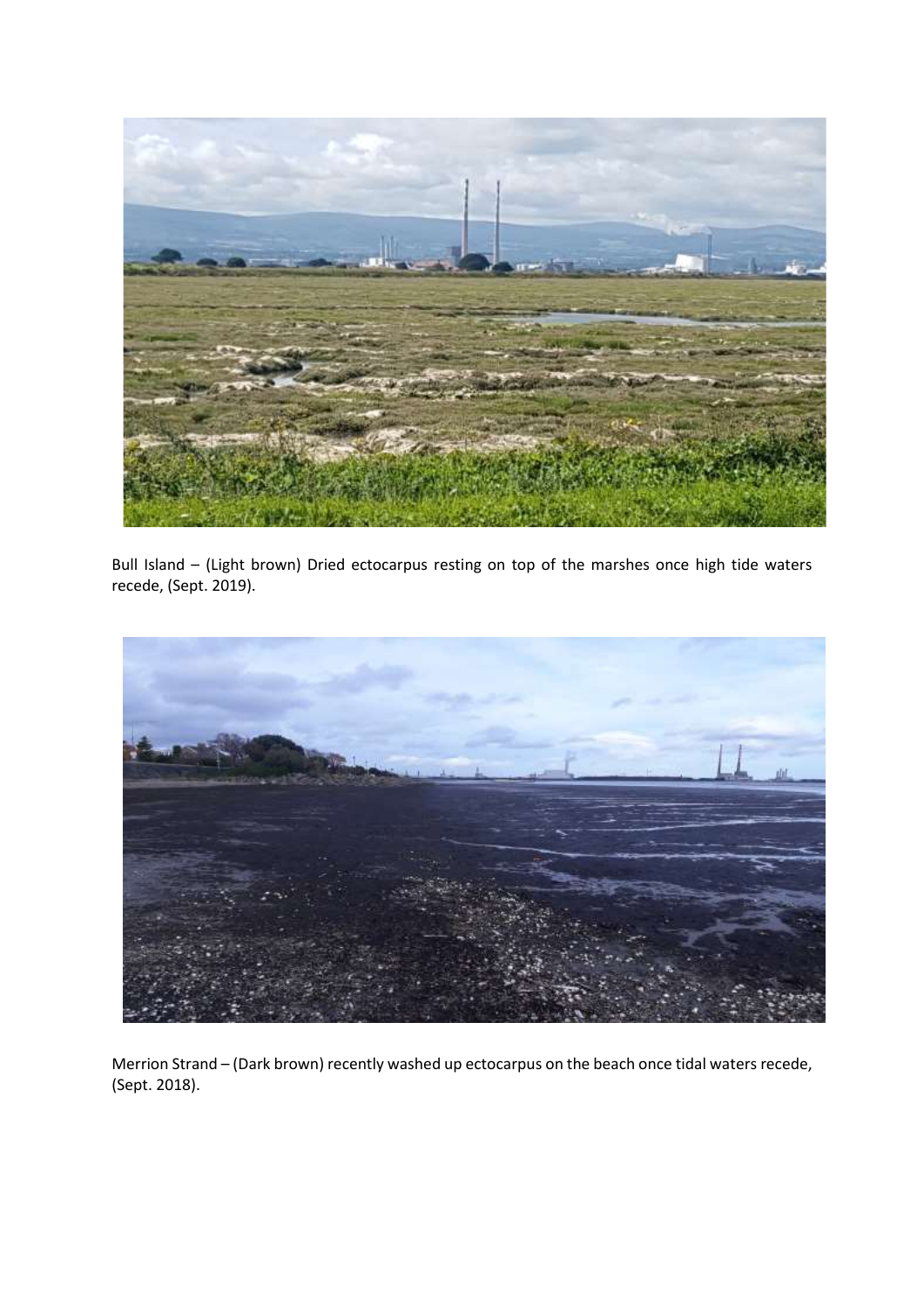Bull Island – (Light brown) Dried ectocarpus resting on top of the marshes once high tide waters recede, (Sept. 2019).

Merrion Strand – (Dark brown) recently washed up ectocarpus on the beach once tidal waters recede, (Sept. 2018).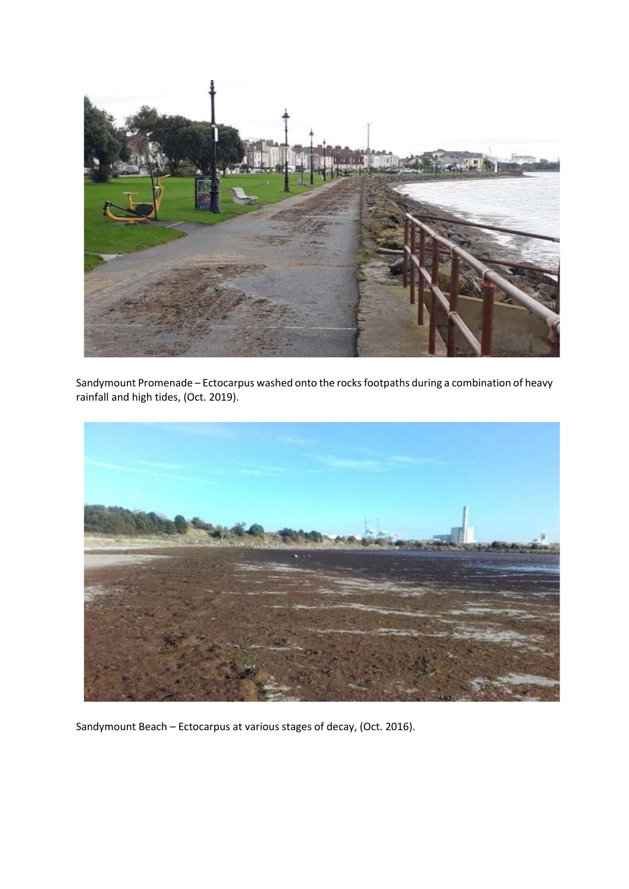Sandymount Promenade – Ectocarpus washed onto the rocks footpaths during a combination of heavy rainfall and high tides, (Oct. 2019).

Sandymount Beach – Ectocarpus at various stages of decay, (Oct. 2016).